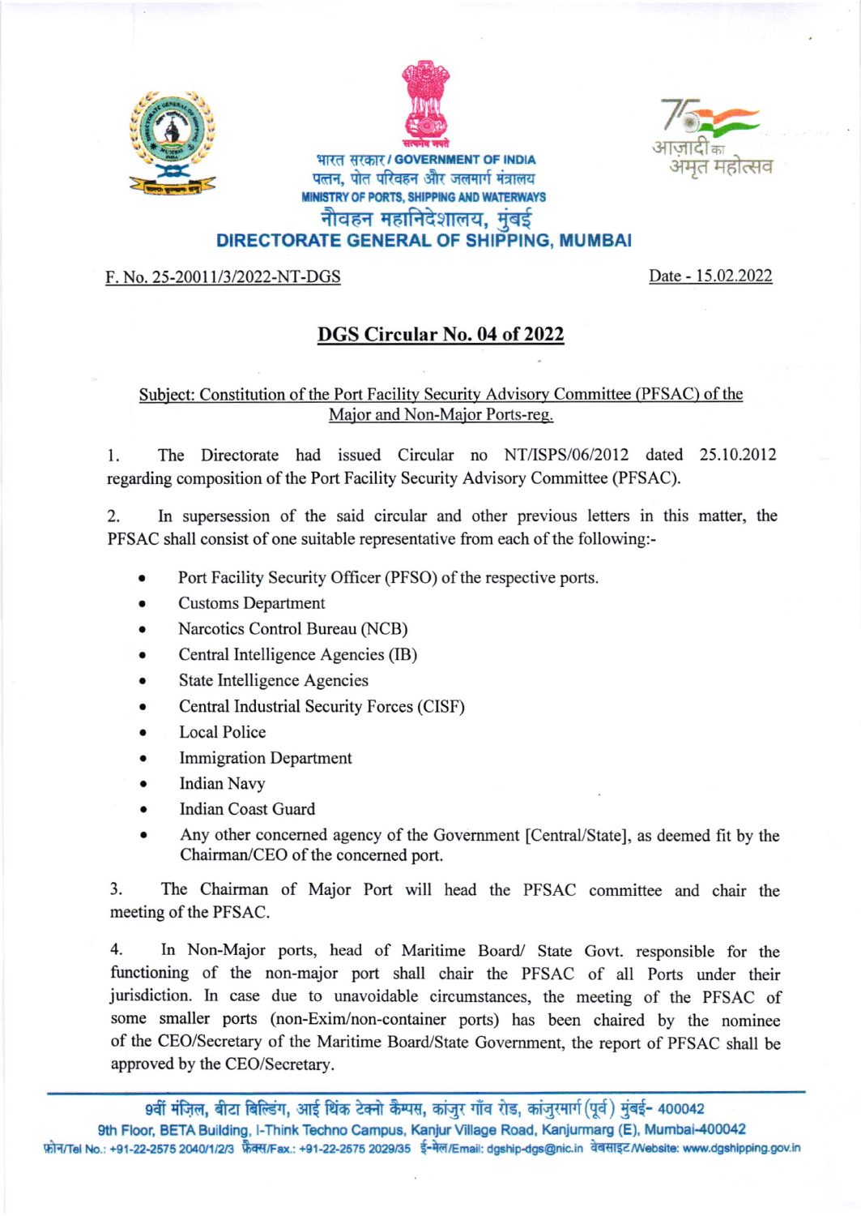भारत सरकार / GOVERNMENT OF INDIA
पत्तन, पोत परिवहन और जलमार्ग मंत्रालय
MINISTRY OF PORTS, SHIPPING AND WATERWAYS
नौवहन महानिदेशालय, मुंबई
DIRECTORATE GENERAL OF SHIPPING, MUMBAI

F. No. 25-20011/3/2022-NT-DGS

Date - 15.02.2022

## DGS Circular No. 04 of 2022

Subject: Constitution of the Port Facility Security Advisory Committee (PFSAC) of the Major and Non-Major Ports-reg.

1. The Directorate had issued Circular no NT/ISPS/06/2012 dated 25.10.2012 regarding composition of the Port Facility Security Advisory Committee (PFSAC).

2. In supersession of the said circular and other previous letters in this matter, the PFSAC shall consist of one suitable representative from each of the following:-

- Port Facility Security Officer (PFSO) of the respective ports.
- Customs Department
- Narcotics Control Bureau (NCB)
- Central Intelligence Agencies (IB)
- State Intelligence Agencies
- Central Industrial Security Forces (CISF)
- Local Police
- Immigration Department
- Indian Navy
- Indian Coast Guard
- Any other concerned agency of the Government [Central/State], as deemed fit by the Chairman/CEO of the concerned port.

3. The Chairman of Major Port will head the PFSAC committee and chair the meeting of the PFSAC.

4. In Non-Major ports, head of Maritime Board/ State Govt. responsible for the functioning of the non-major port shall chair the PFSAC of all Ports under their jurisdiction. In case due to unavoidable circumstances, the meeting of the PFSAC of some smaller ports (non-Exim/non-container ports) has been chaired by the nominee of the CEO/Secretary of the Maritime Board/State Government, the report of PFSAC shall be approved by the CEO/Secretary.

9वीं मंज़िल, बीटा बिल्डिंग, आई थिंक टेक्नो कैम्पस, कांजुर गाँव रोड, कांजुरमार्ग (पूर्व) मुंबई- 400042
9th Floor, BETA Building, I-Think Techno Campus, Kanjur Village Road, Kanjurmarg (E), Mumbai-400042
फ़ोन/Tel No.: +91-22-2575 2040/1/2/3 फ़ैक्स/Fax.: +91-22-2575 2029/35 ई-मेल/Email: dgship-dgs@nic.in वेबसाइट/Website: www.dgshipping.gov.in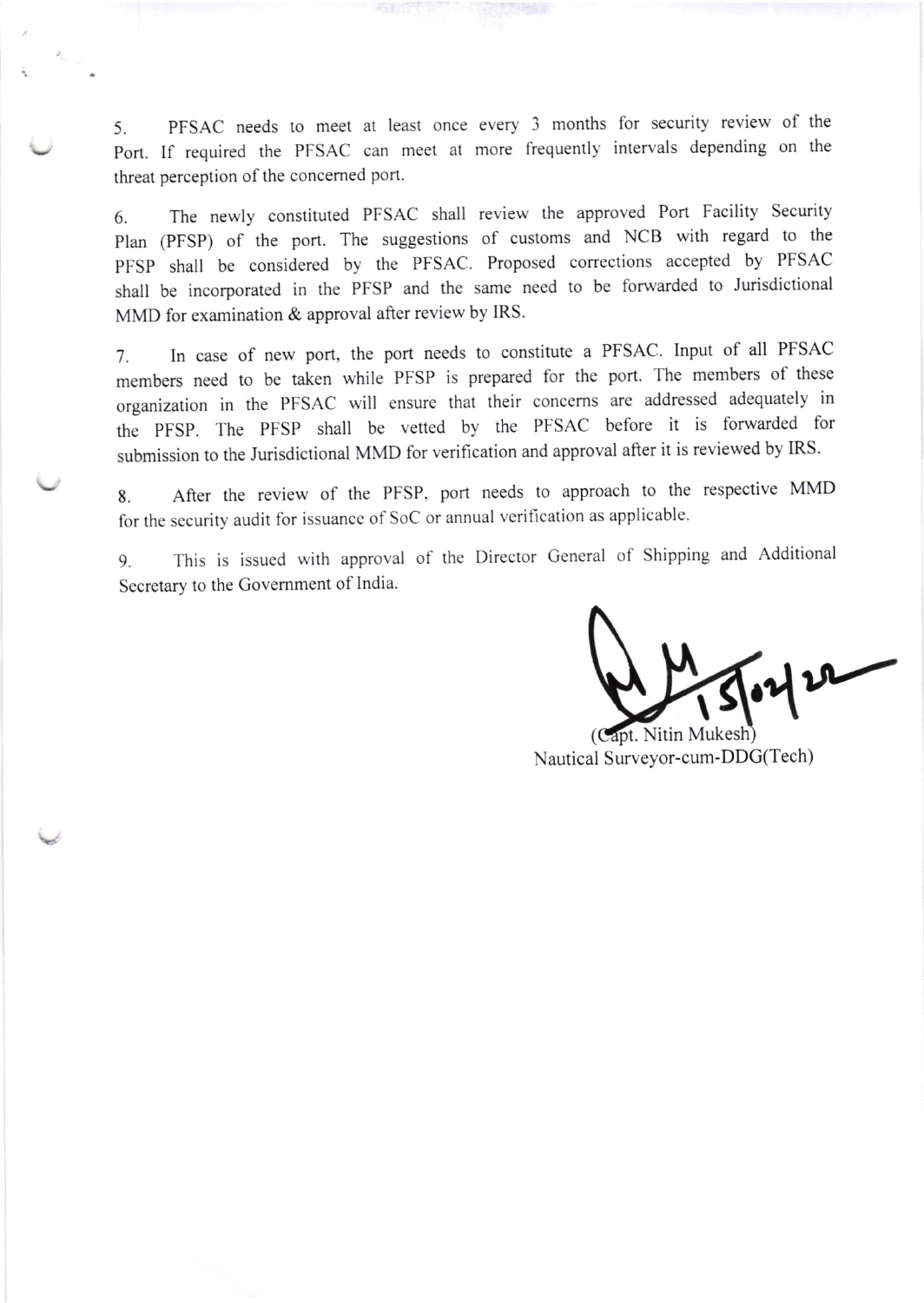5. PFSAC needs to meet at least once every 3 months for security review of the Port. If required the PFSAC can meet at more frequently intervals depending on the threat perception of the concerned port.

6. The newly constituted PFSAC shall review the approved Port Facility Security Plan (PFSP) of the port. The suggestions of customs and NCB with regard to the PFSP shall be considered by the PFSAC. Proposed corrections accepted by PFSAC shall be incorporated in the PFSP and the same need to be forwarded to Jurisdictional MMD for examination & approval after review by IRS.

7. In case of new port, the port needs to constitute a PFSAC. Input of all PFSAC members need to be taken while PFSP is prepared for the port. The members of these organization in the PFSAC will ensure that their concerns are addressed adequately in the PFSP. The PFSP shall be vetted by the PFSAC before it is forwarded for submission to the Jurisdictional MMD for verification and approval after it is reviewed by IRS.

8. After the review of the PFSP, port needs to approach to the respective MMD for the security audit for issuance of SoC or annual verification as applicable.

9. This is issued with approval of the Director General of Shipping and Additional Secretary to the Government of India.

15/02/22

(Capt. Nitin Mukesh)
Nautical Surveyor-cum-DDG(Tech)